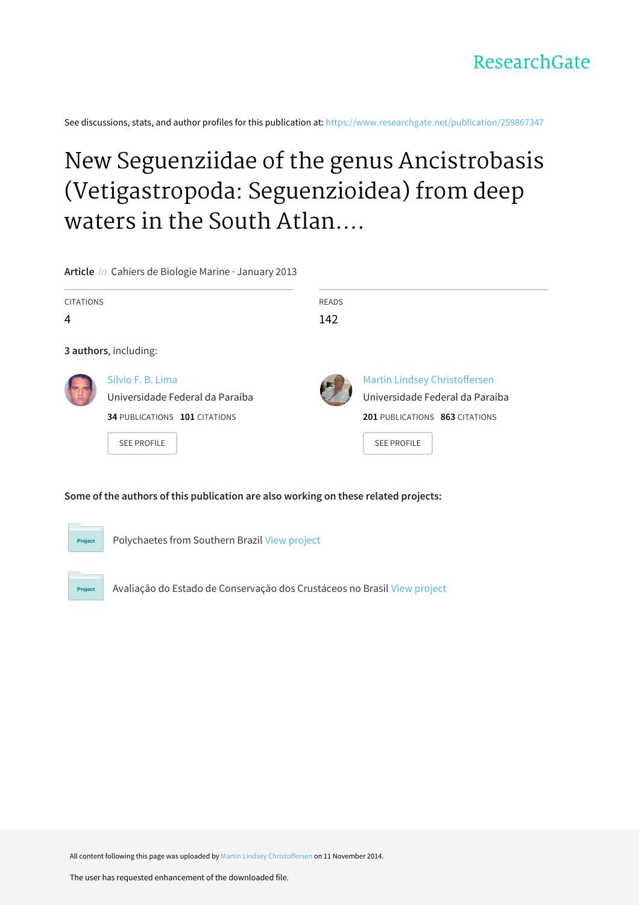See discussions, stats, and author profiles for this publication at: https://www.researchgate.net/publication/259867347

# New Seguenziidae of the genus Ancistrobasis (Vetigastropoda: Seguenzioidea) from deep waters in the South Atlan....

**Article** *in* Cahiers de Biologie Marine · January 2013

| CITATIONS | READS |
| --- | --- |
| 4 | 142 |

**3 authors**, including:

Silvio F. B. Lima
Universidade Federal da Paraíba
**34** PUBLICATIONS **101** CITATIONS

SEE PROFILE

Martin Lindsey Christoffersen
Universidade Federal da Paraíba
**201** PUBLICATIONS **863** CITATIONS

SEE PROFILE

**Some of the authors of this publication are also working on these related projects:**

Polychaetes from Southern Brazil View project

Avaliação do Estado de Conservação dos Crustáceos no Brasil View project

All content following this page was uploaded by Martin Lindsey Christoffersen on 11 November 2014.

The user has requested enhancement of the downloaded file.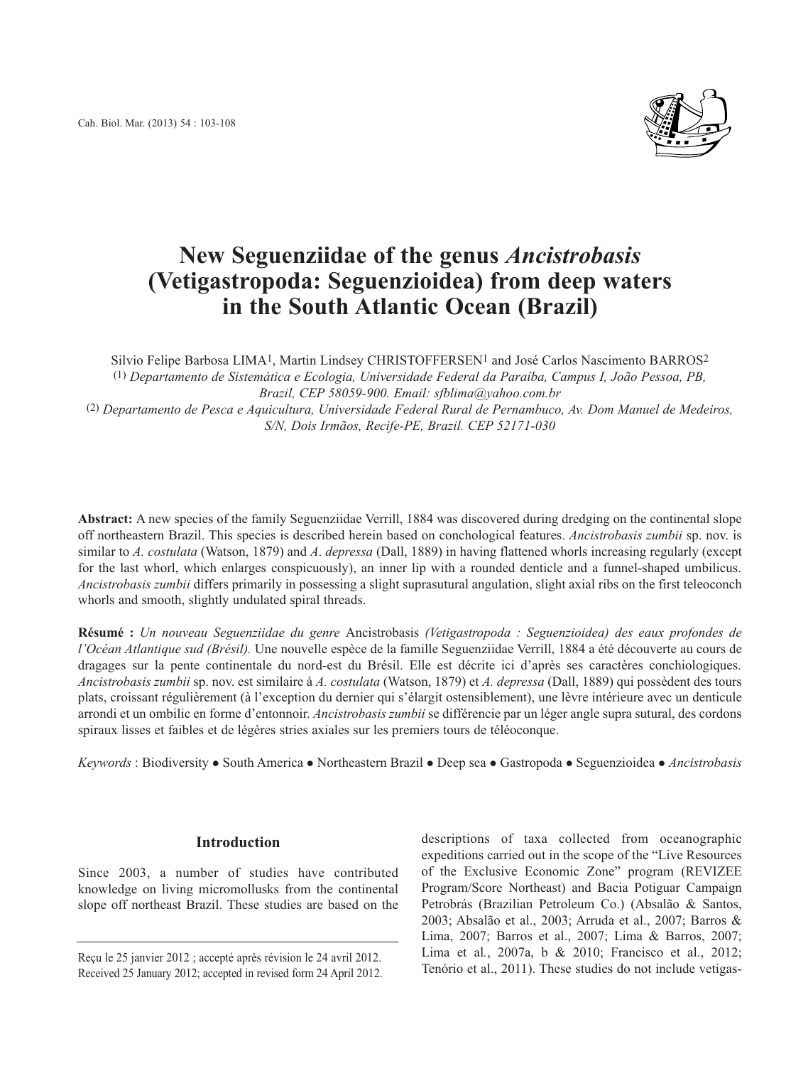# New Seguenziidae of the genus *Ancistrobasis* (Vetigastropoda: Seguenzioidea) from deep waters in the South Atlantic Ocean (Brazil)

Silvio Felipe Barbosa LIMA[1], Martin Lindsey CHRISTOFFERSEN[1] and José Carlos Nascimento BARROS[2]

(1) *Departamento de Sistemática e Ecologia, Universidade Federal da Paraíba, Campus I, João Pessoa, PB, Brazil, CEP 58059-900. Email: sfblima@yahoo.com.br*

(2) *Departamento de Pesca e Aquicultura, Universidade Federal Rural de Pernambuco, Av. Dom Manuel de Medeiros, S/N, Dois Irmãos, Recife-PE, Brazil. CEP 52171-030*

**Abstract:** A new species of the family Seguenziidae Verrill, 1884 was discovered during dredging on the continental slope off northeastern Brazil. This species is described herein based on conchological features. *Ancistrobasis zumbii* sp. nov. is similar to *A. costulata* (Watson, 1879) and *A. depressa* (Dall, 1889) in having flattened whorls increasing regularly (except for the last whorl, which enlarges conspicuously), an inner lip with a rounded denticle and a funnel-shaped umbilicus. *Ancistrobasis zumbii* differs primarily in possessing a slight suprasutural angulation, slight axial ribs on the first teleoconch whorls and smooth, slightly undulated spiral threads.

**Résumé :** *Un nouveau Seguenziidae du genre* Ancistrobasis *(Vetigastropoda : Seguenzioidea) des eaux profondes de l'Océan Atlantique sud (Brésil).* Une nouvelle espèce de la famille Seguenziidae Verrill, 1884 a été découverte au cours de dragages sur la pente continentale du nord-est du Brésil. Elle est décrite ici d'après ses caractères conchiologiques. *Ancistrobasis zumbii* sp. nov. est similaire à *A. costulata* (Watson, 1879) et *A. depressa* (Dall, 1889) qui possèdent des tours plats, croissant régulièrement (à l'exception du dernier qui s'élargit ostensiblement), une lèvre intérieure avec un denticule arrondi et un ombilic en forme d'entonnoir. *Ancistrobasis zumbii* se différencie par un léger angle supra sutural, des cordons spiraux lisses et faibles et de légères stries axiales sur les premiers tours de téléoconque.

*Keywords* : Biodiversity ● South America ● Northeastern Brazil ● Deep sea ● Gastropoda ● Seguenzioidea ● *Ancistrobasis*

## Introduction

Since 2003, a number of studies have contributed knowledge on living micromollusks from the continental slope off northeast Brazil. These studies are based on the descriptions of taxa collected from oceanographic expeditions carried out in the scope of the "Live Resources of the Exclusive Economic Zone" program (REVIZEE Program/Score Northeast) and Bacia Potiguar Campaign Petrobrás (Brazilian Petroleum Co.) (Absalão & Santos, 2003; Absalão et al., 2003; Arruda et al., 2007; Barros & Lima, 2007; Barros et al., 2007; Lima & Barros, 2007; Lima et al., 2007a, b & 2010; Francisco et al., 2012; Tenório et al., 2011). These studies do not include vetigas-

Reçu le 25 janvier 2012 ; accepté après révision le 24 avril 2012.
Received 25 January 2012; accepted in revised form 24 April 2012.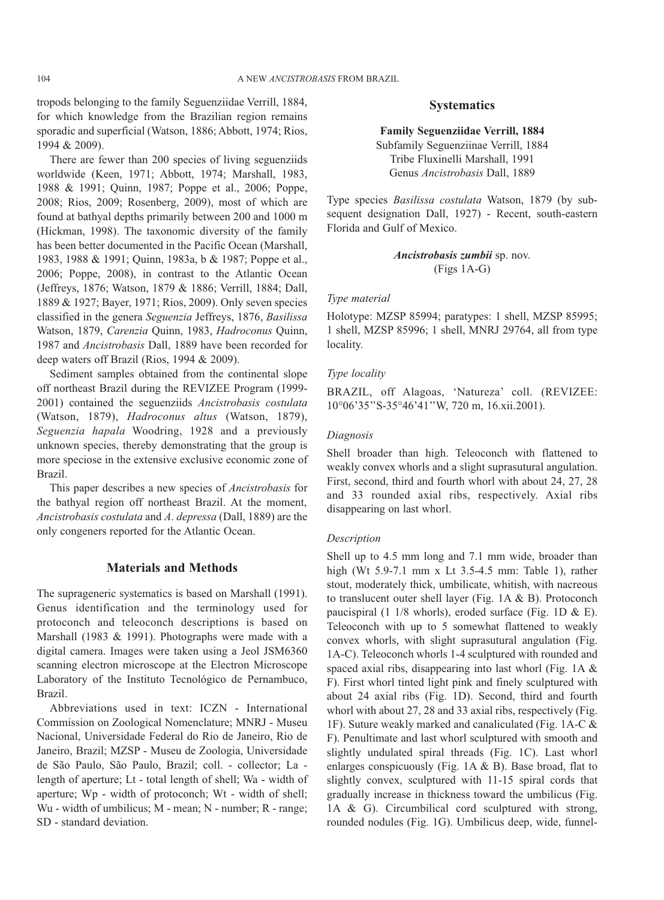tropods belonging to the family Seguenziidae Verrill, 1884, for which knowledge from the Brazilian region remains sporadic and superficial (Watson, 1886; Abbott, 1974; Rios, 1994 & 2009).

There are fewer than 200 species of living seguenziids worldwide (Keen, 1971; Abbott, 1974; Marshall, 1983, 1988 & 1991; Quinn, 1987; Poppe et al., 2006; Poppe, 2008; Rios, 2009; Rosenberg, 2009), most of which are found at bathyal depths primarily between 200 and 1000 m (Hickman, 1998). The taxonomic diversity of the family has been better documented in the Pacific Ocean (Marshall, 1983, 1988 & 1991; Quinn, 1983a, b & 1987; Poppe et al., 2006; Poppe, 2008), in contrast to the Atlantic Ocean (Jeffreys, 1876; Watson, 1879 & 1886; Verrill, 1884; Dall, 1889 & 1927; Bayer, 1971; Rios, 2009). Only seven species classified in the genera *Seguenzia* Jeffreys, 1876, *Basilissa* Watson, 1879, *Carenzia* Quinn, 1983, *Hadroconus* Quinn, 1987 and *Ancistrobasis* Dall, 1889 have been recorded for deep waters off Brazil (Rios, 1994 & 2009).

Sediment samples obtained from the continental slope off northeast Brazil during the REVIZEE Program (1999-2001) contained the seguenziids *Ancistrobasis costulata* (Watson, 1879), *Hadroconus altus* (Watson, 1879), *Seguenzia hapala* Woodring, 1928 and a previously unknown species, thereby demonstrating that the group is more speciose in the extensive exclusive economic zone of Brazil.

This paper describes a new species of *Ancistrobasis* for the bathyal region off northeast Brazil. At the moment, *Ancistrobasis costulata* and *A. depressa* (Dall, 1889) are the only congeners reported for the Atlantic Ocean.

## Materials and Methods

The suprageneric systematics is based on Marshall (1991). Genus identification and the terminology used for protoconch and teleoconch descriptions is based on Marshall (1983 & 1991). Photographs were made with a digital camera. Images were taken using a Jeol JSM6360 scanning electron microscope at the Electron Microscope Laboratory of the Instituto Tecnológico de Pernambuco, Brazil.

Abbreviations used in text: ICZN - International Commission on Zoological Nomenclature; MNRJ - Museu Nacional, Universidade Federal do Rio de Janeiro, Rio de Janeiro, Brazil; MZSP - Museu de Zoologia, Universidade de São Paulo, São Paulo, Brazil; coll. - collector; La - length of aperture; Lt - total length of shell; Wa - width of aperture; Wp - width of protoconch; Wt - width of shell; Wu - width of umbilicus; M - mean; N - number; R - range; SD - standard deviation.

## Systematics

**Family Seguenziidae Verrill, 1884**
Subfamily Seguenziinae Verrill, 1884
Tribe Fluxinelli Marshall, 1991
Genus *Ancistrobasis* Dall, 1889

Type species *Basilissa costulata* Watson, 1879 (by subsequent designation Dall, 1927) - Recent, south-eastern Florida and Gulf of Mexico.

***Ancistrobasis zumbii* sp. nov.**
(Figs 1A-G)

*Type material*

Holotype: MZSP 85994; paratypes: 1 shell, MZSP 85995; 1 shell, MZSP 85996; 1 shell, MNRJ 29764, all from type locality.

*Type locality*

BRAZIL, off Alagoas, 'Natureza' coll. (REVIZEE: 10°06'35''S-35°46'41''W, 720 m, 16.xii.2001).

*Diagnosis*

Shell broader than high. Teleoconch with flattened to weakly convex whorls and a slight suprasutural angulation. First, second, third and fourth whorl with about 24, 27, 28 and 33 rounded axial ribs, respectively. Axial ribs disappearing on last whorl.

*Description*

Shell up to 4.5 mm long and 7.1 mm wide, broader than high (Wt 5.9-7.1 mm x Lt 3.5-4.5 mm: Table 1), rather stout, moderately thick, umbilicate, whitish, with nacreous to translucent outer shell layer (Fig. 1A & B). Protoconch paucispiral (1 1/8 whorls), eroded surface (Fig. 1D & E). Teleoconch with up to 5 somewhat flattened to weakly convex whorls, with slight suprasutural angulation (Fig. 1A-C). Teleoconch whorls 1-4 sculptured with rounded and spaced axial ribs, disappearing into last whorl (Fig. 1A & F). First whorl tinted light pink and finely sculptured with about 24 axial ribs (Fig. 1D). Second, third and fourth whorl with about 27, 28 and 33 axial ribs, respectively (Fig. 1F). Suture weakly marked and canaliculated (Fig. 1A-C & F). Penultimate and last whorl sculptured with smooth and slightly undulated spiral threads (Fig. 1C). Last whorl enlarges conspicuously (Fig. 1A & B). Base broad, flat to slightly convex, sculptured with 11-15 spiral cords that gradually increase in thickness toward the umbilicus (Fig. 1A & G). Circumbilical cord sculptured with strong, rounded nodules (Fig. 1G). Umbilicus deep, wide, funnel-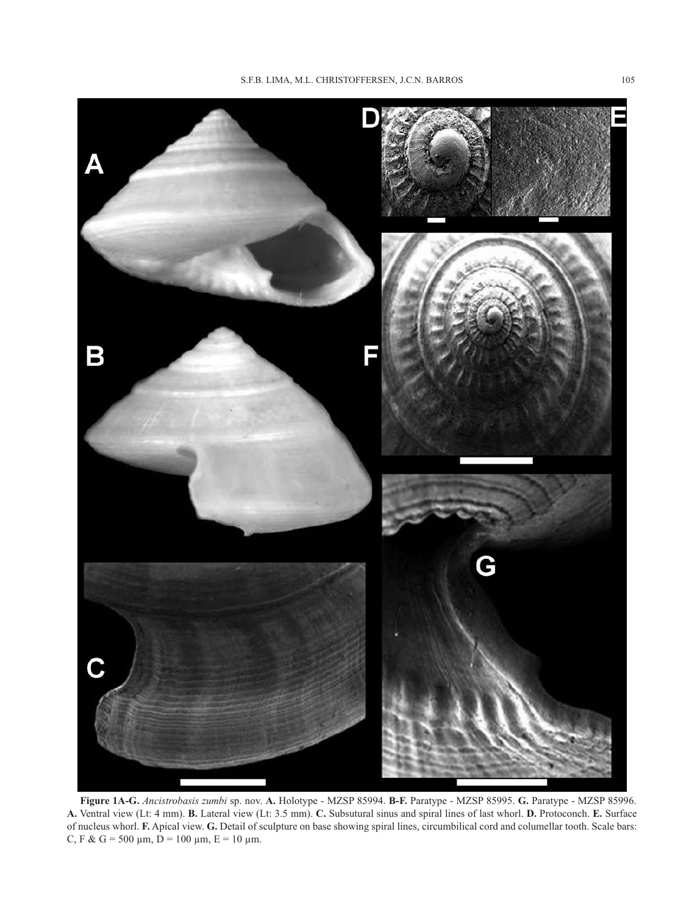**Figure 1A-G.** *Ancistrobasis zumbi* sp. nov. **A.** Holotype - MZSP 85994. **B-F.** Paratype - MZSP 85995. **G.** Paratype - MZSP 85996. **A.** Ventral view (Lt: 4 mm). **B.** Lateral view (Lt: 3.5 mm). **C.** Subsutural sinus and spiral lines of last whorl. **D.** Protoconch. **E.** Surface of nucleus whorl. **F.** Apical view. **G.** Detail of sculpture on base showing spiral lines, circumbilical cord and columellar tooth. Scale bars: C, F & G = 500 μm, D = 100 μm, E = 10 μm.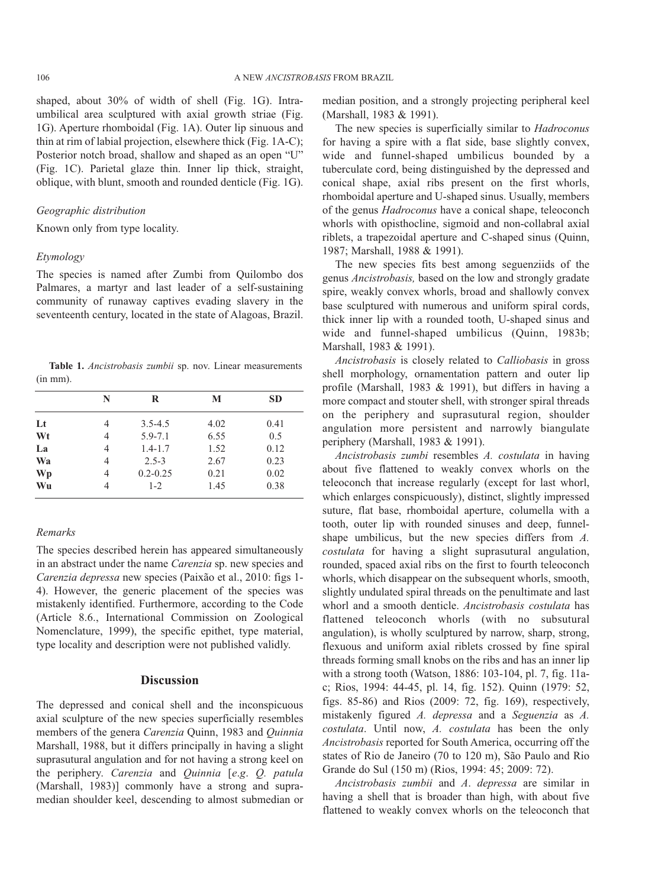shaped, about 30% of width of shell (Fig. 1G). Intra-umbilical area sculptured with axial growth striae (Fig. 1G). Aperture rhomboidal (Fig. 1A). Outer lip sinuous and thin at rim of labial projection, elsewhere thick (Fig. 1A-C); Posterior notch broad, shallow and shaped as an open "U" (Fig. 1C). Parietal glaze thin. Inner lip thick, straight, oblique, with blunt, smooth and rounded denticle (Fig. 1G).

*Geographic distribution*

Known only from type locality.

*Etymology*

The species is named after Zumbi from Quilombo dos Palmares, a martyr and last leader of a self-sustaining community of runaway captives evading slavery in the seventeenth century, located in the state of Alagoas, Brazil.

**Table 1.** *Ancistrobasis zumbii* sp. nov. Linear measurements (in mm).

| | N | R | M | SD |
|---|---|---|---|---|
| Lt | 4 | 3.5-4.5 | 4.02 | 0.41 |
| Wt | 4 | 5.9-7.1 | 6.55 | 0.5 |
| La | 4 | 1.4-1.7 | 1.52 | 0.12 |
| Wa | 4 | 2.5-3 | 2.67 | 0.23 |
| Wp | 4 | 0.2-0.25 | 0.21 | 0.02 |
| Wu | 4 | 1-2 | 1.45 | 0.38 |

*Remarks*

The species described herein has appeared simultaneously in an abstract under the name *Carenzia* sp. new species and *Carenzia depressa* new species (Paixão et al., 2010: figs 1-4). However, the generic placement of the species was mistakenly identified. Furthermore, according to the Code (Article 8.6., International Commission on Zoological Nomenclature, 1999), the specific epithet, type material, type locality and description were not published validly.

## Discussion

The depressed and conical shell and the inconspicuous axial sculpture of the new species superficially resembles members of the genera *Carenzia* Quinn, 1983 and *Quinnia* Marshall, 1988, but it differs principally in having a slight suprasutural angulation and for not having a strong keel on the periphery. *Carenzia* and *Quinnia* [*e.g*. *Q. patula* (Marshall, 1983)] commonly have a strong and supra-median shoulder keel, descending to almost submedian or median position, and a strongly projecting peripheral keel (Marshall, 1983 & 1991).

The new species is superficially similar to *Hadroconus* for having a spire with a flat side, base slightly convex, wide and funnel-shaped umbilicus bounded by a tuberculate cord, being distinguished by the depressed and conical shape, axial ribs present on the first whorls, rhomboidal aperture and U-shaped sinus. Usually, members of the genus *Hadroconus* have a conical shape, teleoconch whorls with opisthocline, sigmoid and non-collabral axial riblets, a trapezoidal aperture and C-shaped sinus (Quinn, 1987; Marshall, 1988 & 1991).

The new species fits best among seguenziids of the genus *Ancistrobasis,* based on the low and strongly gradate spire, weakly convex whorls, broad and shallowly convex base sculptured with numerous and uniform spiral cords, thick inner lip with a rounded tooth, U-shaped sinus and wide and funnel-shaped umbilicus (Quinn, 1983b; Marshall, 1983 & 1991).

*Ancistrobasis* is closely related to *Calliobasis* in gross shell morphology, ornamentation pattern and outer lip profile (Marshall, 1983 & 1991), but differs in having a more compact and stouter shell, with stronger spiral threads on the periphery and suprasutural region, shoulder angulation more persistent and narrowly biangulate periphery (Marshall, 1983 & 1991).

*Ancistrobasis zumbi* resembles *A. costulata* in having about five flattened to weakly convex whorls on the teleoconch that increase regularly (except for last whorl, which enlarges conspicuously), distinct, slightly impressed suture, flat base, rhomboidal aperture, columella with a tooth, outer lip with rounded sinuses and deep, funnel-shape umbilicus, but the new species differs from *A. costulata* for having a slight suprasutural angulation, rounded, spaced axial ribs on the first to fourth teleoconch whorls, which disappear on the subsequent whorls, smooth, slightly undulated spiral threads on the penultimate and last whorl and a smooth denticle. *Ancistrobasis costulata* has flattened teleoconch whorls (with no subsutural angulation), is wholly sculptured by narrow, sharp, strong, flexuous and uniform axial riblets crossed by fine spiral threads forming small knobs on the ribs and has an inner lip with a strong tooth (Watson, 1886: 103-104, pl. 7, fig. 11a-c; Rios, 1994: 44-45, pl. 14, fig. 152). Quinn (1979: 52, figs. 85-86) and Rios (2009: 72, fig. 169), respectively, mistakenly figured *A. depressa* and a *Seguenzia* as *A. costulata*. Until now, *A. costulata* has been the only *Ancistrobasis* reported for South America, occurring off the states of Rio de Janeiro (70 to 120 m), São Paulo and Rio Grande do Sul (150 m) (Rios, 1994: 45; 2009: 72).

*Ancistrobasis zumbii* and *A*. *depressa* are similar in having a shell that is broader than high, with about five flattened to weakly convex whorls on the teleoconch that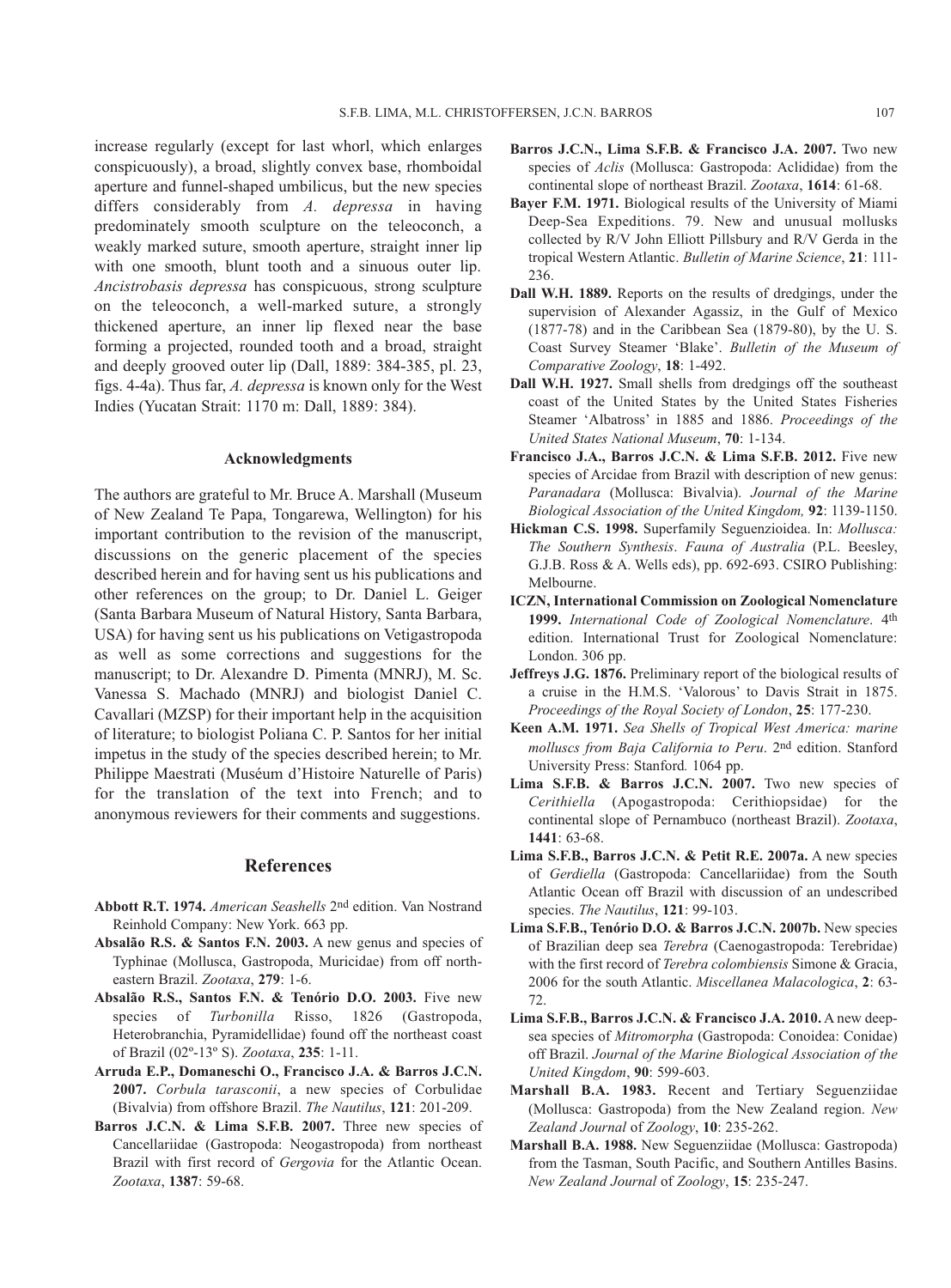increase regularly (except for last whorl, which enlarges conspicuously), a broad, slightly convex base, rhomboidal aperture and funnel-shaped umbilicus, but the new species differs considerably from *A. depressa* in having predominately smooth sculpture on the teleoconch, a weakly marked suture, smooth aperture, straight inner lip with one smooth, blunt tooth and a sinuous outer lip. *Ancistrobasis depressa* has conspicuous, strong sculpture on the teleoconch, a well-marked suture, a strongly thickened aperture, an inner lip flexed near the base forming a projected, rounded tooth and a broad, straight and deeply grooved outer lip (Dall, 1889: 384-385, pl. 23, figs. 4-4a). Thus far, *A. depressa* is known only for the West Indies (Yucatan Strait: 1170 m: Dall, 1889: 384).

#### Acknowledgments

The authors are grateful to Mr. Bruce A. Marshall (Museum of New Zealand Te Papa, Tongarewa, Wellington) for his important contribution to the revision of the manuscript, discussions on the generic placement of the species described herein and for having sent us his publications and other references on the group; to Dr. Daniel L. Geiger (Santa Barbara Museum of Natural History, Santa Barbara, USA) for having sent us his publications on Vetigastropoda as well as some corrections and suggestions for the manuscript; to Dr. Alexandre D. Pimenta (MNRJ), M. Sc. Vanessa S. Machado (MNRJ) and biologist Daniel C. Cavallari (MZSP) for their important help in the acquisition of literature; to biologist Poliana C. P. Santos for her initial impetus in the study of the species described herein; to Mr. Philippe Maestrati (Muséum d'Histoire Naturelle of Paris) for the translation of the text into French; and to anonymous reviewers for their comments and suggestions.

## References

**Abbott R.T. 1974.** *American Seashells* 2nd edition. Van Nostrand Reinhold Company: New York. 663 pp.

**Absalão R.S. & Santos F.N. 2003.** A new genus and species of Typhinae (Mollusca, Gastropoda, Muricidae) from off north-eastern Brazil. *Zootaxa*, **279**: 1-6.

**Absalão R.S., Santos F.N. & Tenório D.O. 2003.** Five new species of *Turbonilla* Risso, 1826 (Gastropoda, Heterobranchia, Pyramidellidae) found off the northeast coast of Brazil (02º-13º S). *Zootaxa*, **235**: 1-11.

**Arruda E.P., Domaneschi O., Francisco J.A. & Barros J.C.N. 2007.** *Corbula tarasconii*, a new species of Corbulidae (Bivalvia) from offshore Brazil. *The Nautilus*, **121**: 201-209.

**Barros J.C.N. & Lima S.F.B. 2007.** Three new species of Cancellariidae (Gastropoda: Neogastropoda) from northeast Brazil with first record of *Gergovia* for the Atlantic Ocean. *Zootaxa*, **1387**: 59-68.

**Barros J.C.N., Lima S.F.B. & Francisco J.A. 2007.** Two new species of *Aclis* (Mollusca: Gastropoda: Aclididae) from the continental slope of northeast Brazil. *Zootaxa*, **1614**: 61-68.

**Bayer F.M. 1971.** Biological results of the University of Miami Deep-Sea Expeditions. 79. New and unusual mollusks collected by R/V John Elliott Pillsbury and R/V Gerda in the tropical Western Atlantic. *Bulletin of Marine Science*, **21**: 111-236.

**Dall W.H. 1889.** Reports on the results of dredgings, under the supervision of Alexander Agassiz, in the Gulf of Mexico (1877-78) and in the Caribbean Sea (1879-80), by the U. S. Coast Survey Steamer 'Blake'. *Bulletin of the Museum of Comparative Zoology*, **18**: 1-492.

**Dall W.H. 1927.** Small shells from dredgings off the southeast coast of the United States by the United States Fisheries Steamer 'Albatross' in 1885 and 1886. *Proceedings of the United States National Museum*, **70**: 1-134.

**Francisco J.A., Barros J.C.N. & Lima S.F.B. 2012.** Five new species of Arcidae from Brazil with description of new genus: *Paranadara* (Mollusca: Bivalvia). *Journal of the Marine Biological Association of the United Kingdom,* **92**: 1139-1150.

**Hickman C.S. 1998.** Superfamily Seguenzioidea. In: *Mollusca: The Southern Synthesis*. *Fauna of Australia* (P.L. Beesley, G.J.B. Ross & A. Wells eds), pp. 692-693. CSIRO Publishing: Melbourne.

**ICZN, International Commission on Zoological Nomenclature 1999.** *International Code of Zoological Nomenclature*. 4th edition. International Trust for Zoological Nomenclature: London. 306 pp.

**Jeffreys J.G. 1876.** Preliminary report of the biological results of a cruise in the H.M.S. 'Valorous' to Davis Strait in 1875. *Proceedings of the Royal Society of London*, **25**: 177-230.

**Keen A.M. 1971.** *Sea Shells of Tropical West America: marine molluscs from Baja California to Peru*. 2nd edition. Stanford University Press: Stanford. 1064 pp.

**Lima S.F.B. & Barros J.C.N. 2007.** Two new species of *Cerithiella* (Apogastropoda: Cerithiopsidae) for the continental slope of Pernambuco (northeast Brazil). *Zootaxa*, **1441**: 63-68.

**Lima S.F.B., Barros J.C.N. & Petit R.E. 2007a.** A new species of *Gerdiella* (Gastropoda: Cancellariidae) from the South Atlantic Ocean off Brazil with discussion of an undescribed species. *The Nautilus*, **121**: 99-103.

**Lima S.F.B., Tenório D.O. & Barros J.C.N. 2007b.** New species of Brazilian deep sea *Terebra* (Caenogastropoda: Terebridae) with the first record of *Terebra colombiensis* Simone & Gracia, 2006 for the south Atlantic. *Miscellanea Malacologica*, **2**: 63-72.

**Lima S.F.B., Barros J.C.N. & Francisco J.A. 2010.** A new deep-sea species of *Mitromorpha* (Gastropoda: Conoidea: Conidae) off Brazil. *Journal of the Marine Biological Association of the United Kingdom*, **90**: 599-603.

**Marshall B.A. 1983.** Recent and Tertiary Seguenziidae (Mollusca: Gastropoda) from the New Zealand region. *New Zealand Journal* of *Zoology*, **10**: 235-262.

**Marshall B.A. 1988.** New Seguenziidae (Mollusca: Gastropoda) from the Tasman, South Pacific, and Southern Antilles Basins. *New Zealand Journal* of *Zoology*, **15**: 235-247.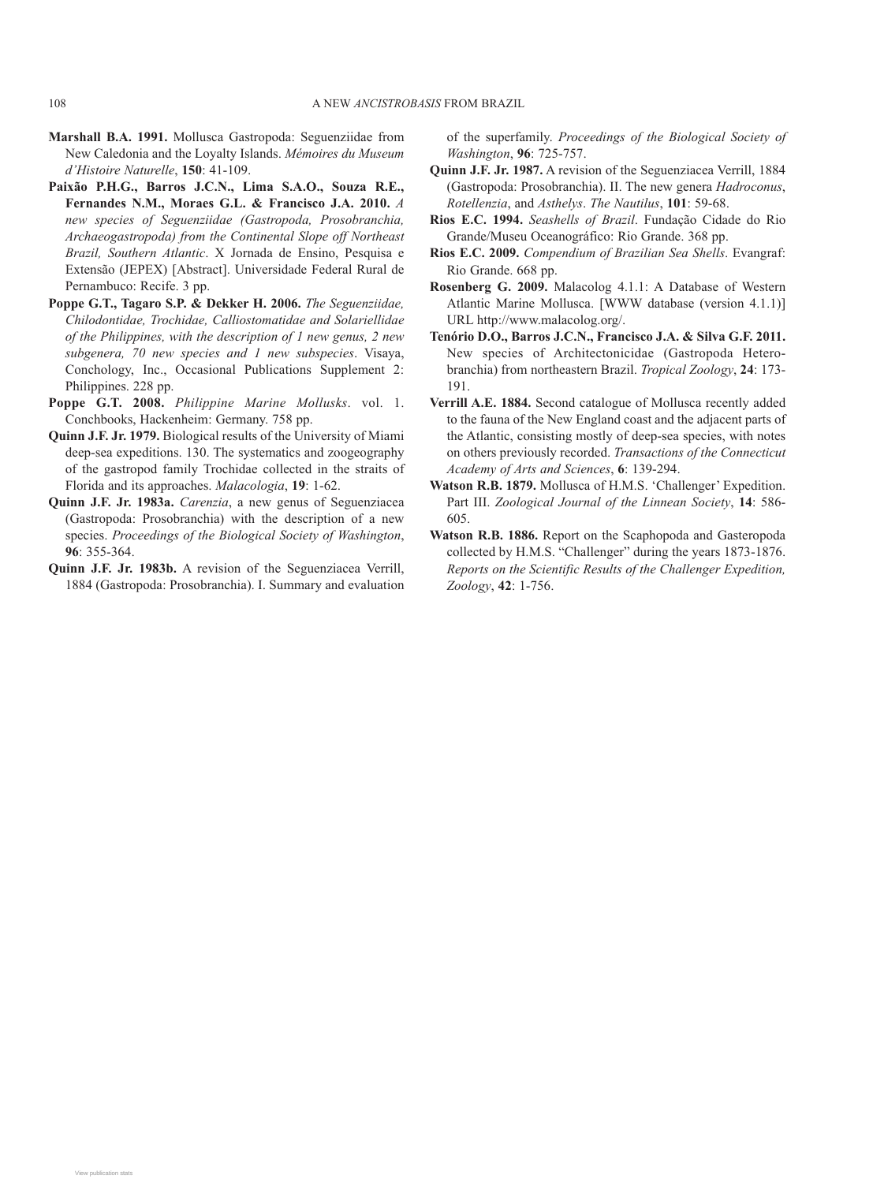**Marshall B.A. 1991.** Mollusca Gastropoda: Seguenziidae from New Caledonia and the Loyalty Islands. *Mémoires du Museum d'Histoire Naturelle*, **150**: 41-109.

**Paixão P.H.G., Barros J.C.N., Lima S.A.O., Souza R.E., Fernandes N.M., Moraes G.L. & Francisco J.A. 2010.** *A new species of Seguenziidae (Gastropoda, Prosobranchia, Archaeogastropoda) from the Continental Slope off Northeast Brazil, Southern Atlantic*. X Jornada de Ensino, Pesquisa e Extensão (JEPEX) [Abstract]. Universidade Federal Rural de Pernambuco: Recife. 3 pp.

**Poppe G.T., Tagaro S.P. & Dekker H. 2006.** *The Seguenziidae, Chilodontidae, Trochidae, Calliostomatidae and Solariellidae of the Philippines, with the description of 1 new genus, 2 new subgenera, 70 new species and 1 new subspecies*. Visaya, Conchology, Inc., Occasional Publications Supplement 2: Philippines. 228 pp.

**Poppe G.T. 2008.** *Philippine Marine Mollusks*. vol. 1. Conchbooks, Hackenheim: Germany. 758 pp.

**Quinn J.F. Jr. 1979.** Biological results of the University of Miami deep-sea expeditions. 130. The systematics and zoogeography of the gastropod family Trochidae collected in the straits of Florida and its approaches. *Malacologia*, **19**: 1-62.

**Quinn J.F. Jr. 1983a.** *Carenzia*, a new genus of Seguenziacea (Gastropoda: Prosobranchia) with the description of a new species. *Proceedings of the Biological Society of Washington*, **96**: 355-364.

**Quinn J.F. Jr. 1983b.** A revision of the Seguenziacea Verrill, 1884 (Gastropoda: Prosobranchia). I. Summary and evaluation of the superfamily. *Proceedings of the Biological Society of Washington*, **96**: 725-757.

**Quinn J.F. Jr. 1987.** A revision of the Seguenziacea Verrill, 1884 (Gastropoda: Prosobranchia). II. The new genera *Hadroconus*, *Rotellenzia*, and *Asthelys*. *The Nautilus*, **101**: 59-68.

**Rios E.C. 1994.** *Seashells of Brazil*. Fundação Cidade do Rio Grande/Museu Oceanográfico: Rio Grande. 368 pp.

**Rios E.C. 2009.** *Compendium of Brazilian Sea Shells*. Evangraf: Rio Grande. 668 pp.

**Rosenberg G. 2009.** Malacolog 4.1.1: A Database of Western Atlantic Marine Mollusca. [WWW database (version 4.1.1)] URL http://www.malacolog.org/.

**Tenório D.O., Barros J.C.N., Francisco J.A. & Silva G.F. 2011.** New species of Architectonicidae (Gastropoda Heterobranchia) from northeastern Brazil. *Tropical Zoology*, **24**: 173-191.

**Verrill A.E. 1884.** Second catalogue of Mollusca recently added to the fauna of the New England coast and the adjacent parts of the Atlantic, consisting mostly of deep-sea species, with notes on others previously recorded. *Transactions of the Connecticut Academy of Arts and Sciences*, **6**: 139-294.

**Watson R.B. 1879.** Mollusca of H.M.S. 'Challenger' Expedition. Part III. *Zoological Journal of the Linnean Society*, **14**: 586-605.

**Watson R.B. 1886.** Report on the Scaphopoda and Gasteropoda collected by H.M.S. "Challenger" during the years 1873-1876. *Reports on the Scientific Results of the Challenger Expedition, Zoology*, **42**: 1-756.